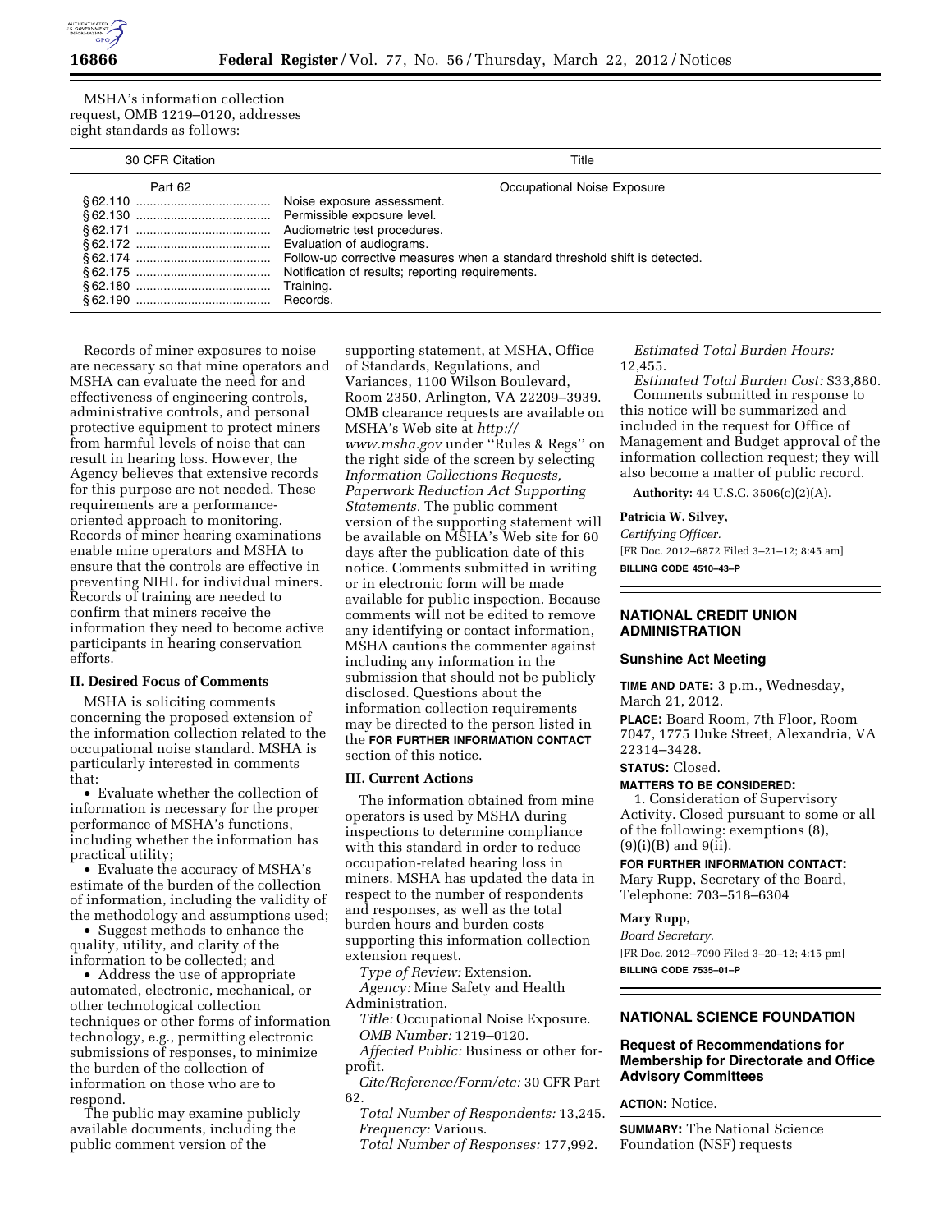MSHA's information collection request, OMB 1219–0120, addresses eight standards as follows:

| 30 CFR Citation | Title |
| --- | --- |
| Part 62 | Occupational Noise Exposure |
| § 62.110 | Noise exposure assessment. |
| § 62.130 | Permissible exposure level. |
| § 62.171 | Audiometric test procedures. |
| § 62.172 | Evaluation of audiograms. |
| § 62.174 | Follow-up corrective measures when a standard threshold shift is detected. |
| § 62.175 | Notification of results; reporting requirements. |
| § 62.180 | Training. |
| § 62.190 | Records. |

Records of miner exposures to noise are necessary so that mine operators and MSHA can evaluate the need for and effectiveness of engineering controls, administrative controls, and personal protective equipment to protect miners from harmful levels of noise that can result in hearing loss. However, the Agency believes that extensive records for this purpose are not needed. These requirements are a performance-oriented approach to monitoring. Records of miner hearing examinations enable mine operators and MSHA to ensure that the controls are effective in preventing NIHL for individual miners. Records of training are needed to confirm that miners receive the information they need to become active participants in hearing conservation efforts.

**II. Desired Focus of Comments**

MSHA is soliciting comments concerning the proposed extension of the information collection related to the occupational noise standard. MSHA is particularly interested in comments that:

- Evaluate whether the collection of information is necessary for the proper performance of MSHA's functions, including whether the information has practical utility;
- Evaluate the accuracy of MSHA's estimate of the burden of the collection of information, including the validity of the methodology and assumptions used;
- Suggest methods to enhance the quality, utility, and clarity of the information to be collected; and
- Address the use of appropriate automated, electronic, mechanical, or other technological collection techniques or other forms of information technology, e.g., permitting electronic submissions of responses, to minimize the burden of the collection of information on those who are to respond.

The public may examine publicly available documents, including the public comment version of the supporting statement, at MSHA, Office of Standards, Regulations, and Variances, 1100 Wilson Boulevard, Room 2350, Arlington, VA 22209–3939. OMB clearance requests are available on MSHA's Web site at *http://www.msha.gov* under ''Rules & Regs'' on the right side of the screen by selecting *Information Collections Requests, Paperwork Reduction Act Supporting Statements.* The public comment version of the supporting statement will be available on MSHA's Web site for 60 days after the publication date of this notice. Comments submitted in writing or in electronic form will be made available for public inspection. Because comments will not be edited to remove any identifying or contact information, MSHA cautions the commenter against including any information in the submission that should not be publicly disclosed. Questions about the information collection requirements may be directed to the person listed in the **FOR FURTHER INFORMATION CONTACT** section of this notice.

**III. Current Actions**

The information obtained from mine operators is used by MSHA during inspections to determine compliance with this standard in order to reduce occupation-related hearing loss in miners. MSHA has updated the data in respect to the number of respondents and responses, as well as the total burden hours and burden costs supporting this information collection extension request.

*Type of Review:* Extension.

*Agency:* Mine Safety and Health Administration.

*Title:* Occupational Noise Exposure.

*OMB Number:* 1219–0120.

*Affected Public:* Business or other for-profit.

*Cite/Reference/Form/etc:* 30 CFR Part 62.

*Total Number of Respondents:* 13,245.

*Frequency:* Various.

*Total Number of Responses:* 177,992.

*Estimated Total Burden Hours:* 12,455.

*Estimated Total Burden Cost:* $33,880.

Comments submitted in response to this notice will be summarized and included in the request for Office of Management and Budget approval of the information collection request; they will also become a matter of public record.

**Authority:** 44 U.S.C. 3506(c)(2)(A).

**Patricia W. Silvey,**

*Certifying Officer.*

[FR Doc. 2012–6872 Filed 3–21–12; 8:45 am]

**BILLING CODE 4510–43–P**

## NATIONAL CREDIT UNION ADMINISTRATION

### Sunshine Act Meeting

**TIME AND DATE:** 3 p.m., Wednesday, March 21, 2012.

**PLACE:** Board Room, 7th Floor, Room 7047, 1775 Duke Street, Alexandria, VA 22314–3428.

**STATUS:** Closed.

**MATTERS TO BE CONSIDERED:**

1. Consideration of Supervisory Activity. Closed pursuant to some or all of the following: exemptions (8), (9)(i)(B) and 9(ii).

**FOR FURTHER INFORMATION CONTACT:** Mary Rupp, Secretary of the Board, Telephone: 703–518–6304

**Mary Rupp,**

*Board Secretary.*

[FR Doc. 2012–7090 Filed 3–20–12; 4:15 pm]

**BILLING CODE 7535–01–P**

## NATIONAL SCIENCE FOUNDATION

### Request of Recommendations for Membership for Directorate and Office Advisory Committees

**ACTION:** Notice.

**SUMMARY:** The National Science Foundation (NSF) requests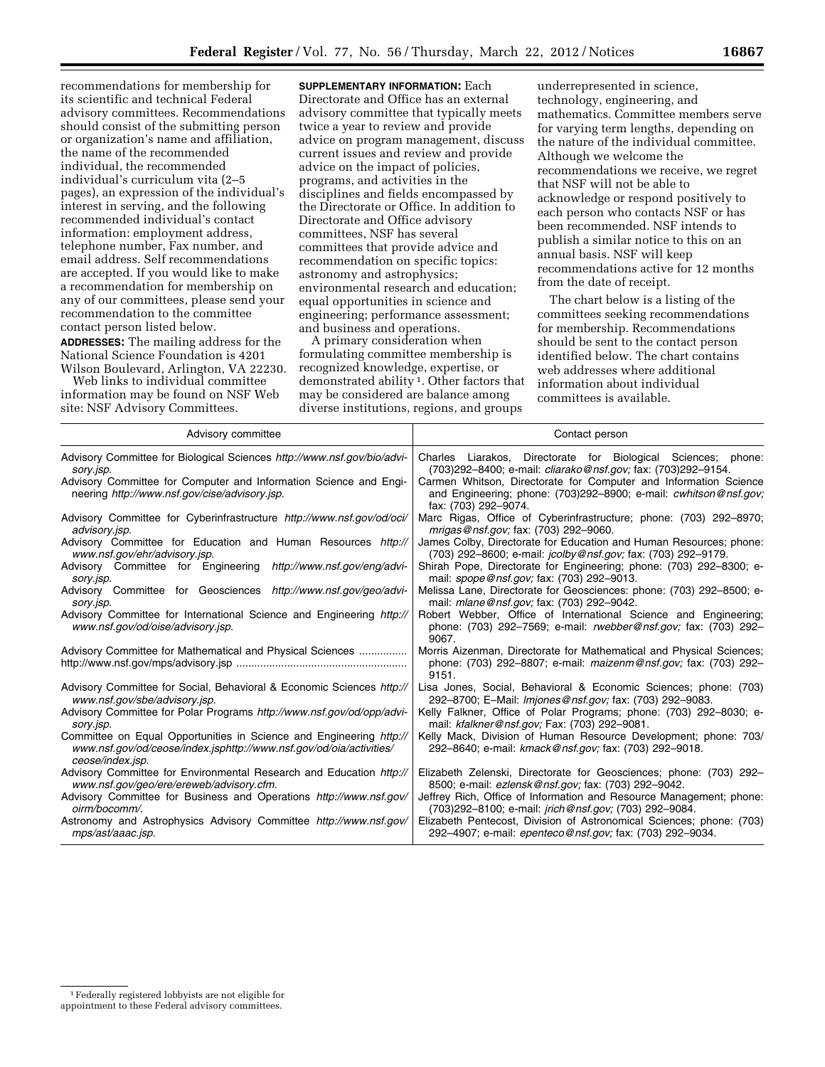recommendations for membership for its scientific and technical Federal advisory committees. Recommendations should consist of the submitting person or organization's name and affiliation, the name of the recommended individual, the recommended individual's curriculum vita (2–5 pages), an expression of the individual's interest in serving, and the following recommended individual's contact information: employment address, telephone number, Fax number, and email address. Self recommendations are accepted. If you would like to make a recommendation for membership on any of our committees, please send your recommendation to the committee contact person listed below.

**ADDRESSES:** The mailing address for the National Science Foundation is 4201 Wilson Boulevard, Arlington, VA 22230.

Web links to individual committee information may be found on NSF Web site: NSF Advisory Committees.

**SUPPLEMENTARY INFORMATION:** Each Directorate and Office has an external advisory committee that typically meets twice a year to review and provide advice on program management, discuss current issues and review and provide advice on the impact of policies, programs, and activities in the disciplines and fields encompassed by the Directorate or Office. In addition to Directorate and Office advisory committees, NSF has several committees that provide advice and recommendation on specific topics: astronomy and astrophysics; environmental research and education; equal opportunities in science and engineering; performance assessment; and business and operations.

A primary consideration when formulating committee membership is recognized knowledge, expertise, or demonstrated ability [1]. Other factors that may be considered are balance among diverse institutions, regions, and groups underrepresented in science, technology, engineering, and mathematics. Committee members serve for varying term lengths, depending on the nature of the individual committee. Although we welcome the recommendations we receive, we regret that NSF will not be able to acknowledge or respond positively to each person who contacts NSF or has been recommended. NSF intends to publish a similar notice to this on an annual basis. NSF will keep recommendations active for 12 months from the date of receipt.

The chart below is a listing of the committees seeking recommendations for membership. Recommendations should be sent to the contact person identified below. The chart contains web addresses where additional information about individual committees is available.

| Advisory committee | Contact person |
|---|---|
| Advisory Committee for Biological Sciences *http://www.nsf.gov/bio/advisory.jsp*. | Charles Liarakos, Directorate for Biological Sciences; phone: (703)292–8400; e-mail: *cliarako@nsf.gov;* fax: (703)292–9154. |
| Advisory Committee for Computer and Information Science and Engineering *http://www.nsf.gov/cise/advisory.jsp*. | Carmen Whitson, Directorate for Computer and Information Science and Engineering; phone: (703)292–8900; e-mail: *cwhitson@nsf.gov;* fax: (703) 292–9074. |
| Advisory Committee for Cyberinfrastructure *http://www.nsf.gov/od/oci/advisory.jsp*. | Marc Rigas, Office of Cyberinfrastructure; phone: (703) 292–8970; *mrigas@nsf.gov;* fax: (703) 292–9060. |
| Advisory Committee for Education and Human Resources *http://www.nsf.gov/ehr/advisory.jsp*. | James Colby, Directorate for Education and Human Resources; phone: (703) 292–8600; e-mail: *jcolby@nsf.gov;* fax: (703) 292–9179. |
| Advisory Committee for Engineering *http://www.nsf.gov/eng/advisory.jsp*. | Shirah Pope, Directorate for Engineering; phone: (703) 292–8300; e-mail: *spope@nsf.gov;* fax: (703) 292–9013. |
| Advisory Committee for Geosciences *http://www.nsf.gov/geo/advisory.jsp*. | Melissa Lane, Directorate for Geosciences: phone: (703) 292–8500; e-mail: *mlane@nsf.gov;* fax: (703) 292–9042. |
| Advisory Committee for International Science and Engineering *http://www.nsf.gov/od/oise/advisory.jsp*. | Robert Webber, Office of International Science and Engineering; phone: (703) 292–7569; e-mail: *rwebber@nsf.gov;* fax: (703) 292–9067. |
| Advisory Committee for Mathematical and Physical Sciences ................ http://www.nsf.gov/mps/advisory.jsp ........................................................ | Morris Aizenman, Directorate for Mathematical and Physical Sciences; phone: (703) 292–8807; e-mail: *maizenm@nsf.gov;* fax: (703) 292–9151. |
| Advisory Committee for Social, Behavioral & Economic Sciences *http://www.nsf.gov/sbe/advisory.jsp*. | Lisa Jones, Social, Behavioral & Economic Sciences; phone: (703) 292–8700; E–Mail: *lmjones@nsf.gov;* fax: (703) 292–9083. |
| Advisory Committee for Polar Programs *http://www.nsf.gov/od/opp/advisory.jsp*. | Kelly Falkner, Office of Polar Programs; phone: (703) 292–8030; e-mail: *kfalkner@nsf.gov;* Fax: (703) 292–9081. |
| Committee on Equal Opportunities in Science and Engineering *http://www.nsf.gov/od/ceose/index.jsphttp://www.nsf.gov/od/oia/activities/ceose/index.jsp*. | Kelly Mack, Division of Human Resource Development; phone: 703/292–8640; e-mail: *kmack@nsf.gov;* fax: (703) 292–9018. |
| Advisory Committee for Environmental Research and Education *http://www.nsf.gov/geo/ere/ereweb/advisory.cfm*. | Elizabeth Zelenski, Directorate for Geosciences; phone: (703) 292–8500; e-mail: *ezlensk@nsf.gov;* fax: (703) 292–9042. |
| Advisory Committee for Business and Operations *http://www.nsf.gov/oirm/bocomm/*. | Jeffrey Rich, Office of Information and Resource Management; phone: (703)292–8100; e-mail: *jrich@nsf.gov;* (703) 292–9084. |
| Astronomy and Astrophysics Advisory Committee *http://www.nsf.gov/mps/ast/aaac.jsp*. | Elizabeth Pentecost, Division of Astronomical Sciences; phone: (703) 292–4907; e-mail: *epenteco@nsf.gov;* fax: (703) 292–9034. |

[1] Federally registered lobbyists are not eligible for appointment to these Federal advisory committees.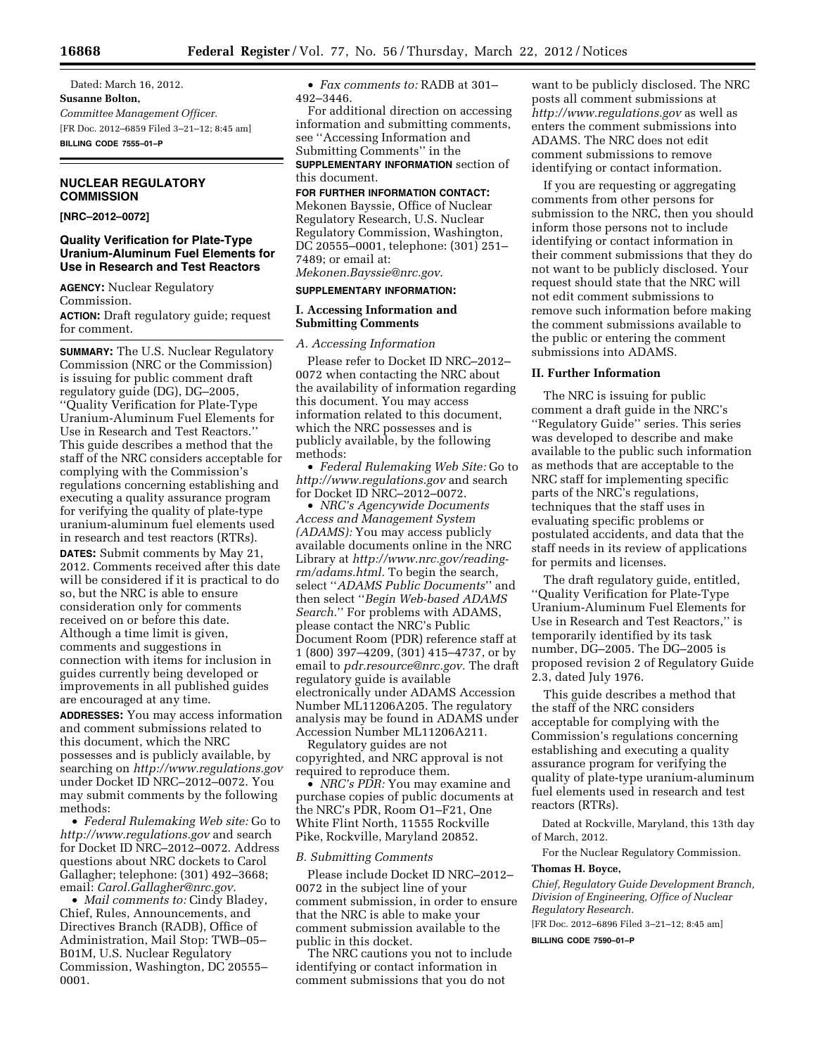Dated: March 16, 2012.

**Susanne Bolton,**

*Committee Management Officer.*

[FR Doc. 2012–6859 Filed 3–21–12; 8:45 am]

**BILLING CODE 7555–01–P**

## NUCLEAR REGULATORY COMMISSION

**[NRC–2012–0072]**

### Quality Verification for Plate-Type Uranium-Aluminum Fuel Elements for Use in Research and Test Reactors

**AGENCY:** Nuclear Regulatory Commission.

**ACTION:** Draft regulatory guide; request for comment.

**SUMMARY:** The U.S. Nuclear Regulatory Commission (NRC or the Commission) is issuing for public comment draft regulatory guide (DG), DG–2005, ''Quality Verification for Plate-Type Uranium-Aluminum Fuel Elements for Use in Research and Test Reactors.'' This guide describes a method that the staff of the NRC considers acceptable for complying with the Commission's regulations concerning establishing and executing a quality assurance program for verifying the quality of plate-type uranium-aluminum fuel elements used in research and test reactors (RTRs).

**DATES:** Submit comments by May 21, 2012. Comments received after this date will be considered if it is practical to do so, but the NRC is able to ensure consideration only for comments received on or before this date. Although a time limit is given, comments and suggestions in connection with items for inclusion in guides currently being developed or improvements in all published guides are encouraged at any time.

**ADDRESSES:** You may access information and comment submissions related to this document, which the NRC possesses and is publicly available, by searching on *http://www.regulations.gov* under Docket ID NRC–2012–0072. You may submit comments by the following methods:

- *Federal Rulemaking Web site:* Go to *http://www.regulations.gov* and search for Docket ID NRC–2012–0072. Address questions about NRC dockets to Carol Gallagher; telephone: (301) 492–3668; email: *Carol.Gallagher@nrc.gov*.
- *Mail comments to:* Cindy Bladey, Chief, Rules, Announcements, and Directives Branch (RADB), Office of Administration, Mail Stop: TWB–05–B01M, U.S. Nuclear Regulatory Commission, Washington, DC 20555–0001.
- *Fax comments to:* RADB at 301–492–3446.

For additional direction on accessing information and submitting comments, see ''Accessing Information and Submitting Comments'' in the **SUPPLEMENTARY INFORMATION** section of this document.

**FOR FURTHER INFORMATION CONTACT:** Mekonen Bayssie, Office of Nuclear Regulatory Research, U.S. Nuclear Regulatory Commission, Washington, DC 20555–0001, telephone: (301) 251–7489; or email at: *Mekonen.Bayssie@nrc.gov*.

**SUPPLEMENTARY INFORMATION:**

#### I. Accessing Information and Submitting Comments

*A. Accessing Information*

Please refer to Docket ID NRC–2012–0072 when contacting the NRC about the availability of information regarding this document. You may access information related to this document, which the NRC possesses and is publicly available, by the following methods:

- *Federal Rulemaking Web Site:* Go to *http://www.regulations.gov* and search for Docket ID NRC–2012–0072.
- *NRC's Agencywide Documents Access and Management System (ADAMS):* You may access publicly available documents online in the NRC Library at *http://www.nrc.gov/reading-rm/adams.html.* To begin the search, select ''*ADAMS Public Documents*'' and then select ''*Begin Web-based ADAMS Search.*'' For problems with ADAMS, please contact the NRC's Public Document Room (PDR) reference staff at 1 (800) 397–4209, (301) 415–4737, or by email to *pdr.resource@nrc.gov.* The draft regulatory guide is available electronically under ADAMS Accession Number ML11206A205. The regulatory analysis may be found in ADAMS under Accession Number ML11206A211.

Regulatory guides are not copyrighted, and NRC approval is not required to reproduce them.

- *NRC's PDR:* You may examine and purchase copies of public documents at the NRC's PDR, Room O1–F21, One White Flint North, 11555 Rockville Pike, Rockville, Maryland 20852.

*B. Submitting Comments*

Please include Docket ID NRC–2012–0072 in the subject line of your comment submission, in order to ensure that the NRC is able to make your comment submission available to the public in this docket.

The NRC cautions you not to include identifying or contact information in comment submissions that you do not want to be publicly disclosed. The NRC posts all comment submissions at *http://www.regulations.gov* as well as enters the comment submissions into ADAMS. The NRC does not edit comment submissions to remove identifying or contact information.

If you are requesting or aggregating comments from other persons for submission to the NRC, then you should inform those persons not to include identifying or contact information in their comment submissions that they do not want to be publicly disclosed. Your request should state that the NRC will not edit comment submissions to remove such information before making the comment submissions available to the public or entering the comment submissions into ADAMS.

#### II. Further Information

The NRC is issuing for public comment a draft guide in the NRC's ''Regulatory Guide'' series. This series was developed to describe and make available to the public such information as methods that are acceptable to the NRC staff for implementing specific parts of the NRC's regulations, techniques that the staff uses in evaluating specific problems or postulated accidents, and data that the staff needs in its review of applications for permits and licenses.

The draft regulatory guide, entitled, ''Quality Verification for Plate-Type Uranium-Aluminum Fuel Elements for Use in Research and Test Reactors,'' is temporarily identified by its task number, DG–2005. The DG–2005 is proposed revision 2 of Regulatory Guide 2.3, dated July 1976.

This guide describes a method that the staff of the NRC considers acceptable for complying with the Commission's regulations concerning establishing and executing a quality assurance program for verifying the quality of plate-type uranium-aluminum fuel elements used in research and test reactors (RTRs).

Dated at Rockville, Maryland, this 13th day of March, 2012.

For the Nuclear Regulatory Commission.

**Thomas H. Boyce,**

*Chief, Regulatory Guide Development Branch, Division of Engineering, Office of Nuclear Regulatory Research.*

[FR Doc. 2012–6896 Filed 3–21–12; 8:45 am]

**BILLING CODE 7590–01–P**